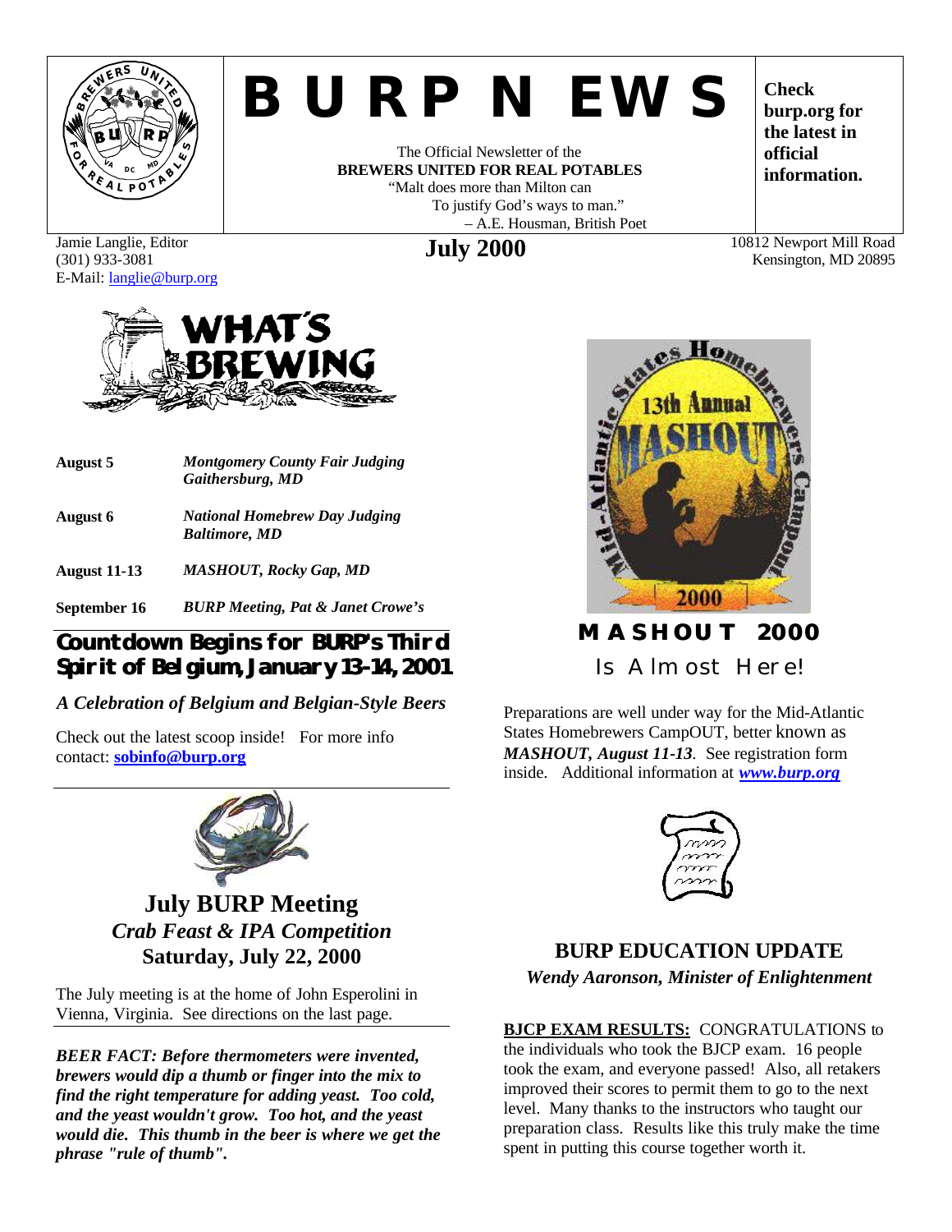# BURP NEWS

The Official Newsletter of the
**BREWERS UNITED FOR REAL POTABLES**
"Malt does more than Milton can
To justify God's ways to man."
– A.E. Housman, British Poet

**Check burp.org for the latest in official information.**

Jamie Langlie, Editor
(301) 933-3081
E-Mail: langlie@burp.org

**July 2000**

10812 Newport Mill Road
Kensington, MD 20895

## WHAT'S BREWING

| | |
|---|---|
| **August 5** | ***Montgomery County Fair Judging Gaithersburg, MD*** |
| **August 6** | ***National Homebrew Day Judging Baltimore, MD*** |
| **August 11-13** | ***MASHOUT, Rocky Gap, MD*** |
| **September 16** | ***BURP Meeting, Pat & Janet Crowe's*** |

## Countdown Begins for BURP's Third Spirit of Belgium, January 13-14, 2001

***A Celebration of Belgium and Belgian-Style Beers***

Check out the latest scoop inside! For more info contact: **sobinfo@burp.org**

## July BURP Meeting
### *Crab Feast & IPA Competition*
### Saturday, July 22, 2000

The July meeting is at the home of John Esperolini in Vienna, Virginia. See directions on the last page.

***BEER FACT: Before thermometers were invented, brewers would dip a thumb or finger into the mix to find the right temperature for adding yeast. Too cold, and the yeast wouldn't grow. Too hot, and the yeast would die. This thumb in the beer is where we get the phrase "rule of thumb".***

## MASHOUT 2000
### Is Almost Here!

Preparations are well under way for the Mid-Atlantic States Homebrewers CampOUT, better known as ***MASHOUT, August 11-13***. See registration form inside. Additional information at ***www.burp.org***

## BURP EDUCATION UPDATE
*Wendy Aaronson, Minister of Enlightenment*

**BJCP EXAM RESULTS:** CONGRATULATIONS to the individuals who took the BJCP exam. 16 people took the exam, and everyone passed! Also, all retakers improved their scores to permit them to go to the next level. Many thanks to the instructors who taught our preparation class. Results like this truly make the time spent in putting this course together worth it.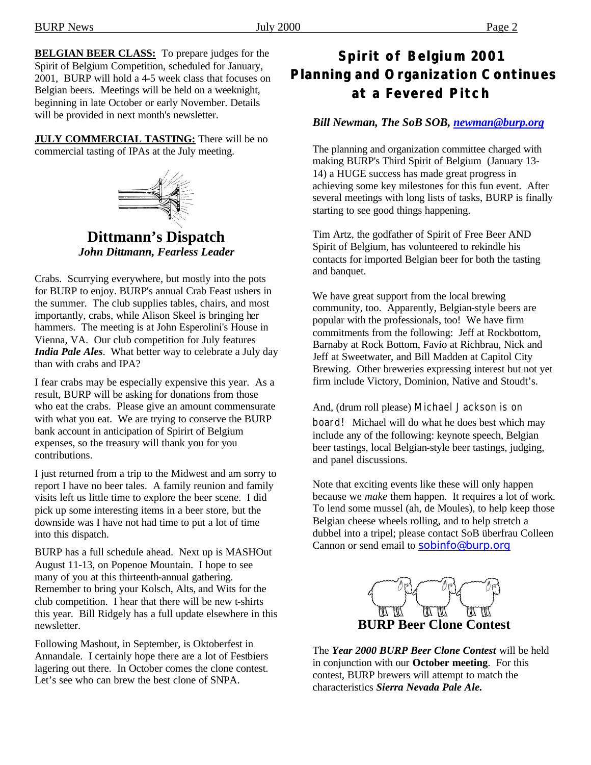**BELGIAN BEER CLASS:** To prepare judges for the Spirit of Belgium Competition, scheduled for January, 2001, BURP will hold a 4-5 week class that focuses on Belgian beers. Meetings will be held on a weeknight, beginning in late October or early November. Details will be provided in next month's newsletter.

**JULY COMMERCIAL TASTING:** There will be no commercial tasting of IPAs at the July meeting.

## Dittmann's Dispatch

***John Dittmann, Fearless Leader***

Crabs. Scurrying everywhere, but mostly into the pots for BURP to enjoy. BURP's annual Crab Feast ushers in the summer. The club supplies tables, chairs, and most importantly, crabs, while Alison Skeel is bringing her hammers. The meeting is at John Esperolini's House in Vienna, VA. Our club competition for July features ***India Pale Ales***. What better way to celebrate a July day than with crabs and IPA?

I fear crabs may be especially expensive this year. As a result, BURP will be asking for donations from those who eat the crabs. Please give an amount commensurate with what you eat. We are trying to conserve the BURP bank account in anticipation of Spirirt of Belgium expenses, so the treasury will thank you for you contributions.

I just returned from a trip to the Midwest and am sorry to report I have no beer tales. A family reunion and family visits left us little time to explore the beer scene. I did pick up some interesting items in a beer store, but the downside was I have not had time to put a lot of time into this dispatch.

BURP has a full schedule ahead. Next up is MASHOut August 11-13, on Popenoe Mountain. I hope to see many of you at this thirteenth-annual gathering. Remember to bring your Kolsch, Alts, and Wits for the club competition. I hear that there will be new t-shirts this year. Bill Ridgely has a full update elsewhere in this newsletter.

Following Mashout, in September, is Oktoberfest in Annandale. I certainly hope there are a lot of Festbiers lagering out there. In October comes the clone contest. Let's see who can brew the best clone of SNPA.

## Spirit of Belgium 2001 Planning and Organization Continues at a Fevered Pitch

***Bill Newman, The SoB SOB, newman@burp.org***

The planning and organization committee charged with making BURP's Third Spirit of Belgium (January 13-14) a HUGE success has made great progress in achieving some key milestones for this fun event. After several meetings with long lists of tasks, BURP is finally starting to see good things happening.

Tim Artz, the godfather of Spirit of Free Beer AND Spirit of Belgium, has volunteered to rekindle his contacts for imported Belgian beer for both the tasting and banquet.

We have great support from the local brewing community, too. Apparently, Belgian-style beers are popular with the professionals, too! We have firm commitments from the following: Jeff at Rockbottom, Barnaby at Rock Bottom, Favio at Richbrau, Nick and Jeff at Sweetwater, and Bill Madden at Capitol City Brewing. Other breweries expressing interest but not yet firm include Victory, Dominion, Native and Stoudt's.

And, (drum roll please) Michael Jackson is on board! Michael will do what he does best which may include any of the following: keynote speech, Belgian beer tastings, local Belgian-style beer tastings, judging, and panel discussions.

Note that exciting events like these will only happen because we *make* them happen. It requires a lot of work. To lend some mussel (ah, de Moules), to help keep those Belgian cheese wheels rolling, and to help stretch a dubbel into a tripel; please contact SoB überfrau Colleen Cannon or send email to sobinfo@burp.org

## BURP Beer Clone Contest

The ***Year 2000 BURP Beer Clone Contest*** will be held in conjunction with our **October meeting**. For this contest, BURP brewers will attempt to match the characteristics ***Sierra Nevada Pale Ale.***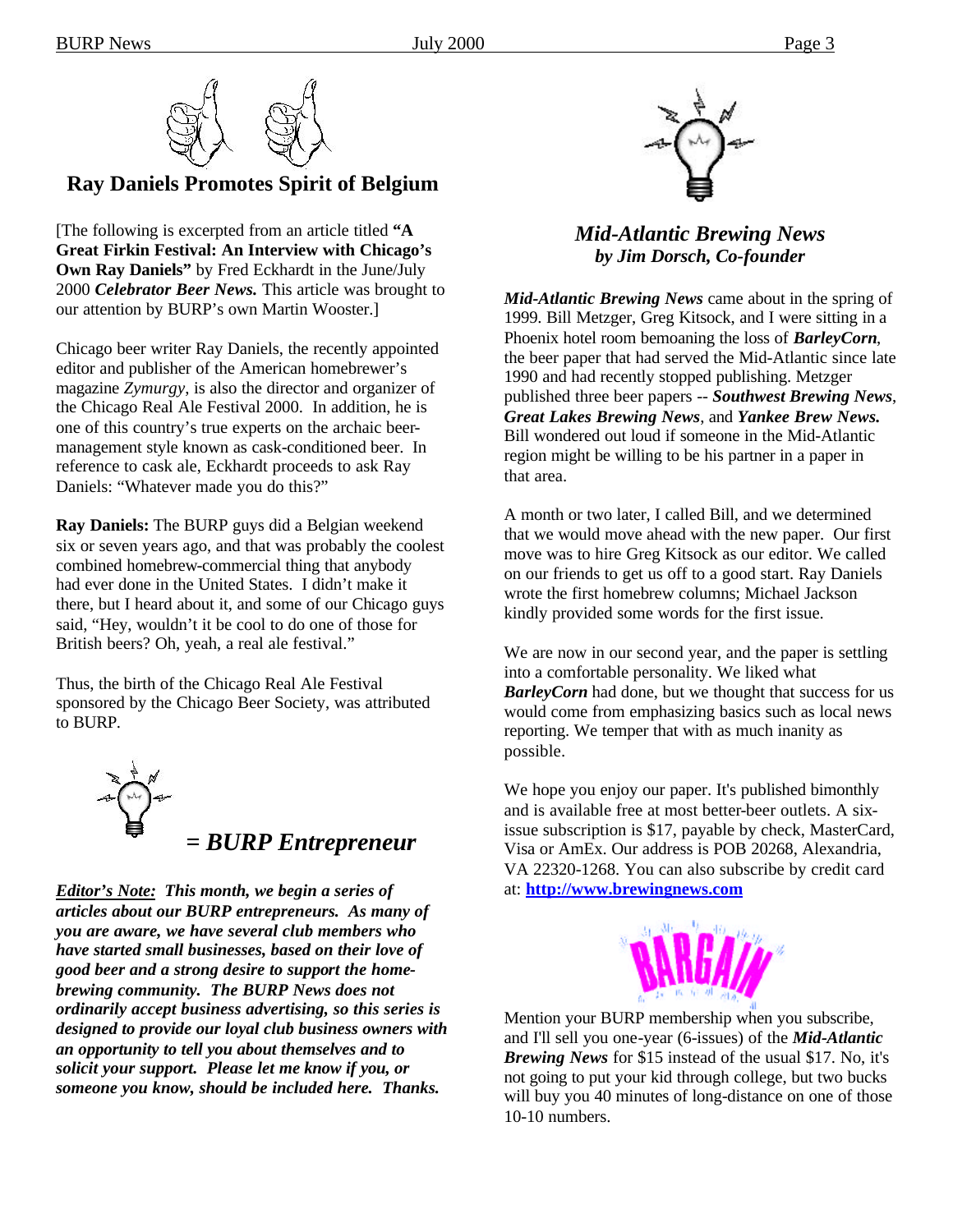## Ray Daniels Promotes Spirit of Belgium

[The following is excerpted from an article titled **"A Great Firkin Festival: An Interview with Chicago's Own Ray Daniels"** by Fred Eckhardt in the June/July 2000 ***Celebrator Beer News.*** This article was brought to our attention by BURP's own Martin Wooster.]

Chicago beer writer Ray Daniels, the recently appointed editor and publisher of the American homebrewer's magazine *Zymurgy*, is also the director and organizer of the Chicago Real Ale Festival 2000. In addition, he is one of this country's true experts on the archaic beer-management style known as cask-conditioned beer. In reference to cask ale, Eckhardt proceeds to ask Ray Daniels: "Whatever made you do this?"

**Ray Daniels:** The BURP guys did a Belgian weekend six or seven years ago, and that was probably the coolest combined homebrew-commercial thing that anybody had ever done in the United States. I didn't make it there, but I heard about it, and some of our Chicago guys said, "Hey, wouldn't it be cool to do one of those for British beers? Oh, yeah, a real ale festival."

Thus, the birth of the Chicago Real Ale Festival sponsored by the Chicago Beer Society, was attributed to BURP.

## = BURP Entrepreneur

***Editor's Note:*** ***This month, we begin a series of articles about our BURP entrepreneurs. As many of you are aware, we have several club members who have started small businesses, based on their love of good beer and a strong desire to support the home-brewing community. The BURP News does not ordinarily accept business advertising, so this series is designed to provide our loyal club business owners with an opportunity to tell you about themselves and to solicit your support. Please let me know if you, or someone you know, should be included here. Thanks.***

## *Mid-Atlantic Brewing News*
### *by Jim Dorsch, Co-founder*

***Mid-Atlantic Brewing News*** came about in the spring of 1999. Bill Metzger, Greg Kitsock, and I were sitting in a Phoenix hotel room bemoaning the loss of ***BarleyCorn***, the beer paper that had served the Mid-Atlantic since late 1990 and had recently stopped publishing. Metzger published three beer papers -- ***Southwest Brewing News***, ***Great Lakes Brewing News***, and ***Yankee Brew News.*** Bill wondered out loud if someone in the Mid-Atlantic region might be willing to be his partner in a paper in that area.

A month or two later, I called Bill, and we determined that we would move ahead with the new paper. Our first move was to hire Greg Kitsock as our editor. We called on our friends to get us off to a good start. Ray Daniels wrote the first homebrew columns; Michael Jackson kindly provided some words for the first issue.

We are now in our second year, and the paper is settling into a comfortable personality. We liked what ***BarleyCorn*** had done, but we thought that success for us would come from emphasizing basics such as local news reporting. We temper that with as much inanity as possible.

We hope you enjoy our paper. It's published bimonthly and is available free at most better-beer outlets. A six-issue subscription is $17, payable by check, MasterCard, Visa or AmEx. Our address is POB 20268, Alexandria, VA 22320-1268. You can also subscribe by credit card at: **http://www.brewingnews.com**

BARGAIN

Mention your BURP membership when you subscribe, and I'll sell you one-year (6-issues) of the ***Mid-Atlantic Brewing News*** for $15 instead of the usual $17. No, it's not going to put your kid through college, but two bucks will buy you 40 minutes of long-distance on one of those 10-10 numbers.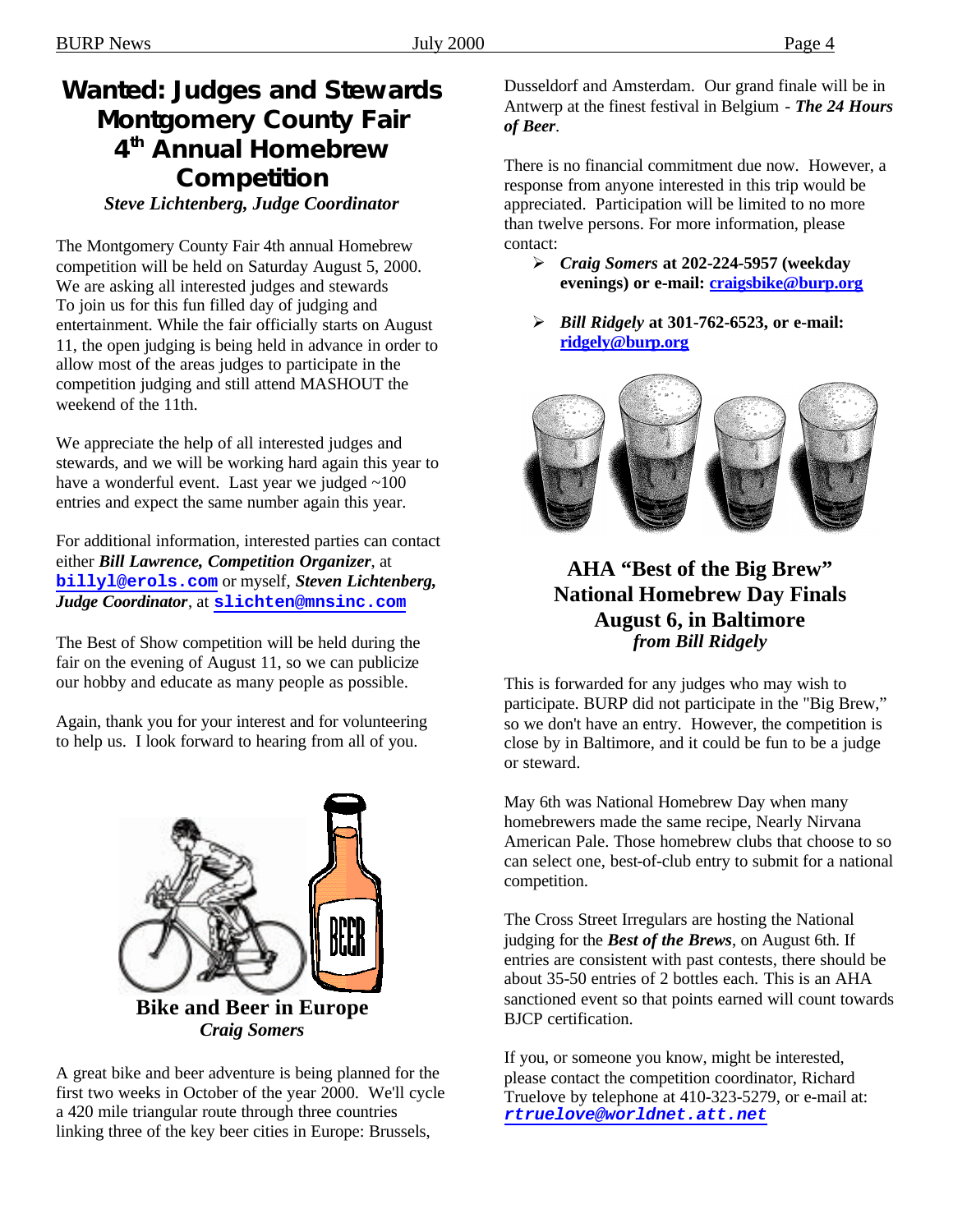# Wanted: Judges and Stewards Montgomery County Fair 4th Annual Homebrew Competition

*Steve Lichtenberg, Judge Coordinator*

The Montgomery County Fair 4th annual Homebrew competition will be held on Saturday August 5, 2000. We are asking all interested judges and stewards To join us for this fun filled day of judging and entertainment. While the fair officially starts on August 11, the open judging is being held in advance in order to allow most of the areas judges to participate in the competition judging and still attend MASHOUT the weekend of the 11th.

We appreciate the help of all interested judges and stewards, and we will be working hard again this year to have a wonderful event. Last year we judged ~100 entries and expect the same number again this year.

For additional information, interested parties can contact either ***Bill Lawrence, Competition Organizer***, at **billyl@erols.com** or myself, ***Steven Lichtenberg, Judge Coordinator***, at **slichten@mnsinc.com**

The Best of Show competition will be held during the fair on the evening of August 11, so we can publicize our hobby and educate as many people as possible.

Again, thank you for your interest and for volunteering to help us. I look forward to hearing from all of you.

## Bike and Beer in Europe

*Craig Somers*

A great bike and beer adventure is being planned for the first two weeks in October of the year 2000. We'll cycle a 420 mile triangular route through three countries linking three of the key beer cities in Europe: Brussels, Dusseldorf and Amsterdam. Our grand finale will be in Antwerp at the finest festival in Belgium - ***The 24 Hours of Beer***.

There is no financial commitment due now. However, a response from anyone interested in this trip would be appreciated. Participation will be limited to no more than twelve persons. For more information, please contact:

- ***Craig Somers*** **at 202-224-5957 (weekday evenings) or e-mail: craigsbike@burp.org**
- ***Bill Ridgely*** **at 301-762-6523, or e-mail: ridgely@burp.org**

## AHA "Best of the Big Brew" National Homebrew Day Finals August 6, in Baltimore

*from Bill Ridgely*

This is forwarded for any judges who may wish to participate. BURP did not participate in the "Big Brew," so we don't have an entry. However, the competition is close by in Baltimore, and it could be fun to be a judge or steward.

May 6th was National Homebrew Day when many homebrewers made the same recipe, Nearly Nirvana American Pale. Those homebrew clubs that choose to so can select one, best-of-club entry to submit for a national competition.

The Cross Street Irregulars are hosting the National judging for the ***Best of the Brews***, on August 6th. If entries are consistent with past contests, there should be about 35-50 entries of 2 bottles each. This is an AHA sanctioned event so that points earned will count towards BJCP certification.

If you, or someone you know, might be interested, please contact the competition coordinator, Richard Truelove by telephone at 410-323-5279, or e-mail at: ***rtruelove@worldnet.att.net***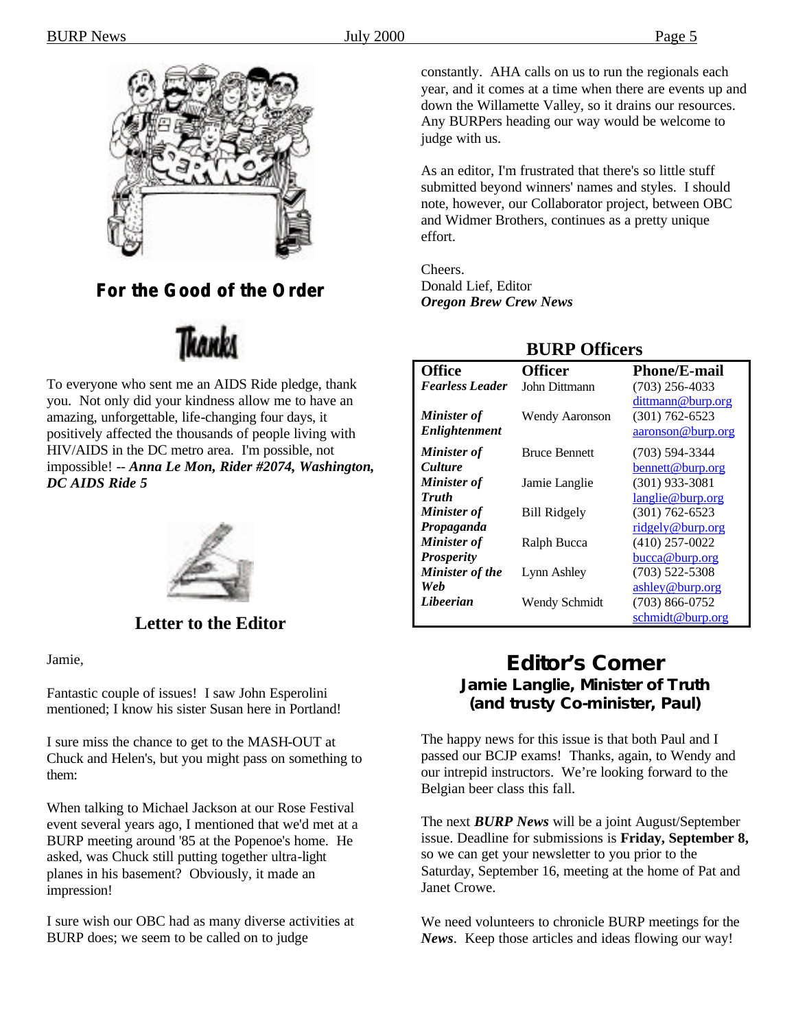## For the Good of the Order

Thanks

To everyone who sent me an AIDS Ride pledge, thank you. Not only did your kindness allow me to have an amazing, unforgettable, life-changing four days, it positively affected the thousands of people living with HIV/AIDS in the DC metro area. I'm possible, not impossible! -- ***Anna Le Mon, Rider #2074, Washington, DC AIDS Ride 5***

## Letter to the Editor

Jamie,

Fantastic couple of issues! I saw John Esperolini mentioned; I know his sister Susan here in Portland!

I sure miss the chance to get to the MASH-OUT at Chuck and Helen's, but you might pass on something to them:

When talking to Michael Jackson at our Rose Festival event several years ago, I mentioned that we'd met at a BURP meeting around '85 at the Popenoe's home. He asked, was Chuck still putting together ultra-light planes in his basement? Obviously, it made an impression!

I sure wish our OBC had as many diverse activities at BURP does; we seem to be called on to judge constantly. AHA calls on us to run the regionals each year, and it comes at a time when there are events up and down the Willamette Valley, so it drains our resources. Any BURPers heading our way would be welcome to judge with us.

As an editor, I'm frustrated that there's so little stuff submitted beyond winners' names and styles. I should note, however, our Collaborator project, between OBC and Widmer Brothers, continues as a pretty unique effort.

Cheers.
Donald Lief, Editor
***Oregon Brew Crew News***

## BURP Officers

| Office | Officer | Phone/E-mail |
|---|---|---|
| ***Fearless Leader*** | John Dittmann | (703) 256-4033 dittmann@burp.org |
| ***Minister of Enlightenment*** | Wendy Aaronson | (301) 762-6523 aaronson@burp.org |
| ***Minister of Culture*** | Bruce Bennett | (703) 594-3344 bennett@burp.org |
| ***Minister of Truth*** | Jamie Langlie | (301) 933-3081 langlie@burp.org |
| ***Minister of Propaganda*** | Bill Ridgely | (301) 762-6523 ridgely@burp.org |
| ***Minister of Prosperity*** | Ralph Bucca | (410) 257-0022 bucca@burp.org |
| ***Minister of the Web*** | Lynn Ashley | (703) 522-5308 ashley@burp.org |
| ***Libeerian*** | Wendy Schmidt | (703) 866-0752 schmidt@burp.org |

## Editor's Corner

### Jamie Langlie, Minister of Truth (and trusty Co-minister, Paul)

The happy news for this issue is that both Paul and I passed our BCJP exams! Thanks, again, to Wendy and our intrepid instructors. We're looking forward to the Belgian beer class this fall.

The next ***BURP News*** will be a joint August/September issue. Deadline for submissions is **Friday, September 8,** so we can get your newsletter to you prior to the Saturday, September 16, meeting at the home of Pat and Janet Crowe.

We need volunteers to chronicle BURP meetings for the *News*. Keep those articles and ideas flowing our way!